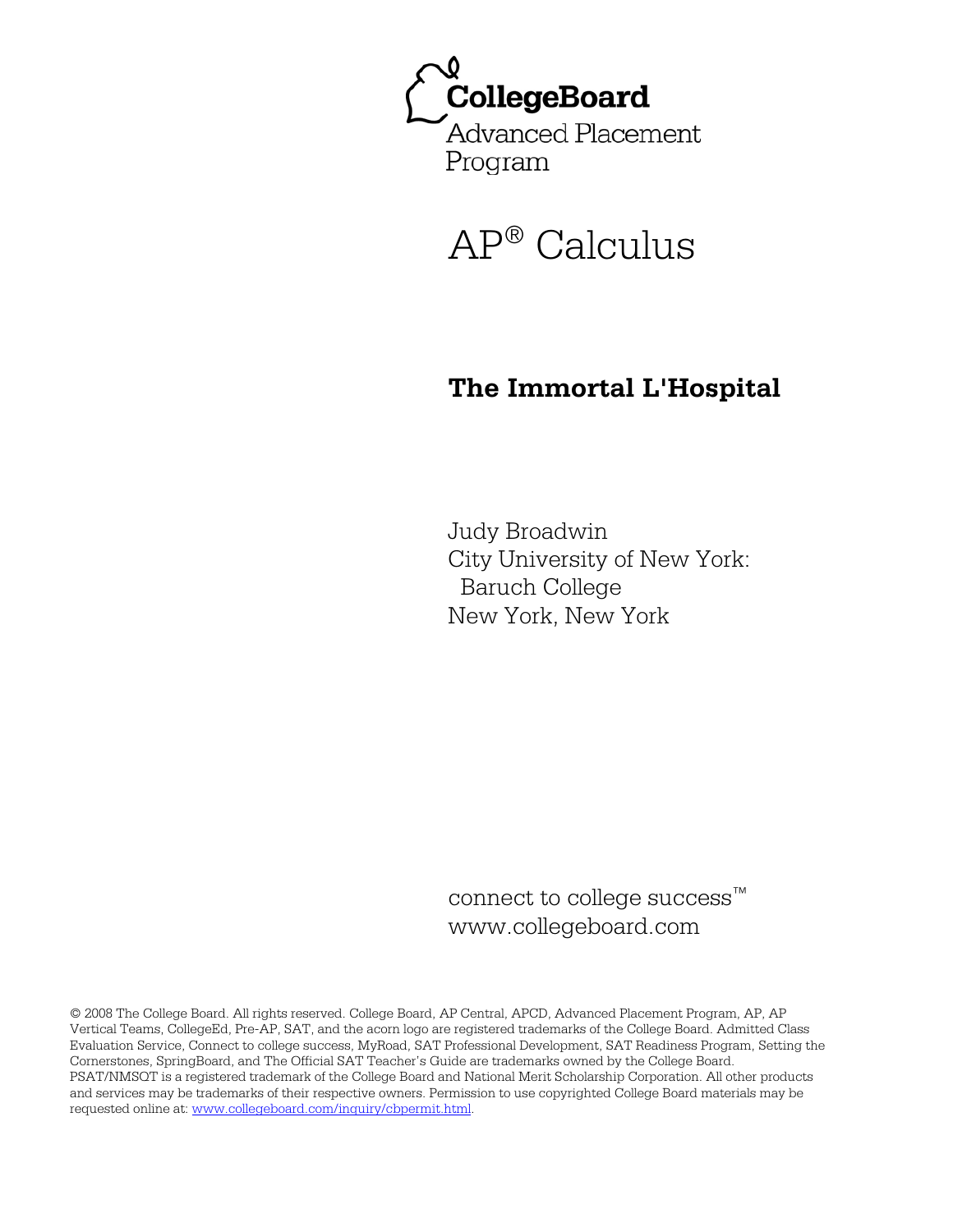CollegeBoard

Advanced Placement Program

# AP® Calculus

## The Immortal L'Hospital

Judy Broadwin
City University of New York:
Baruch College
New York, New York

connect to college success™
www.collegeboard.com

© 2008 The College Board. All rights reserved. College Board, AP Central, APCD, Advanced Placement Program, AP, AP Vertical Teams, CollegeEd, Pre-AP, SAT, and the acorn logo are registered trademarks of the College Board. Admitted Class Evaluation Service, Connect to college success, MyRoad, SAT Professional Development, SAT Readiness Program, Setting the Cornerstones, SpringBoard, and The Official SAT Teacher's Guide are trademarks owned by the College Board. PSAT/NMSQT is a registered trademark of the College Board and National Merit Scholarship Corporation. All other products and services may be trademarks of their respective owners. Permission to use copyrighted College Board materials may be requested online at: www.collegeboard.com/inquiry/cbpermit.html.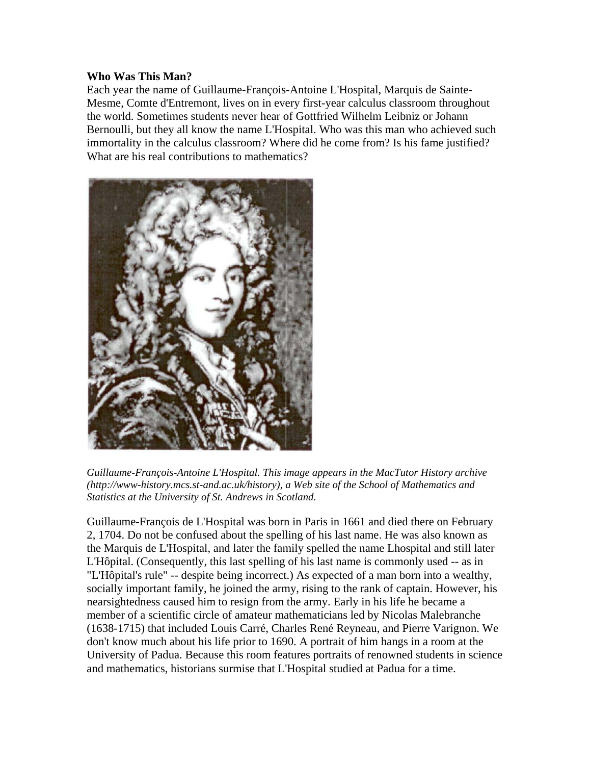**Who Was This Man?**

Each year the name of Guillaume-François-Antoine L'Hospital, Marquis de Sainte-Mesme, Comte d'Entremont, lives on in every first-year calculus classroom throughout the world. Sometimes students never hear of Gottfried Wilhelm Leibniz or Johann Bernoulli, but they all know the name L'Hospital. Who was this man who achieved such immortality in the calculus classroom? Where did he come from? Is his fame justified? What are his real contributions to mathematics?

*Guillaume-François-Antoine L'Hospital. This image appears in the MacTutor History archive (http://www-history.mcs.st-and.ac.uk/history), a Web site of the School of Mathematics and Statistics at the University of St. Andrews in Scotland.*

Guillaume-François de L'Hospital was born in Paris in 1661 and died there on February 2, 1704. Do not be confused about the spelling of his last name. He was also known as the Marquis de L'Hospital, and later the family spelled the name Lhospital and still later L'Hôpital. (Consequently, this last spelling of his last name is commonly used -- as in "L'Hôpital's rule" -- despite being incorrect.) As expected of a man born into a wealthy, socially important family, he joined the army, rising to the rank of captain. However, his nearsightedness caused him to resign from the army. Early in his life he became a member of a scientific circle of amateur mathematicians led by Nicolas Malebranche (1638-1715) that included Louis Carré, Charles René Reyneau, and Pierre Varignon. We don't know much about his life prior to 1690. A portrait of him hangs in a room at the University of Padua. Because this room features portraits of renowned students in science and mathematics, historians surmise that L'Hospital studied at Padua for a time.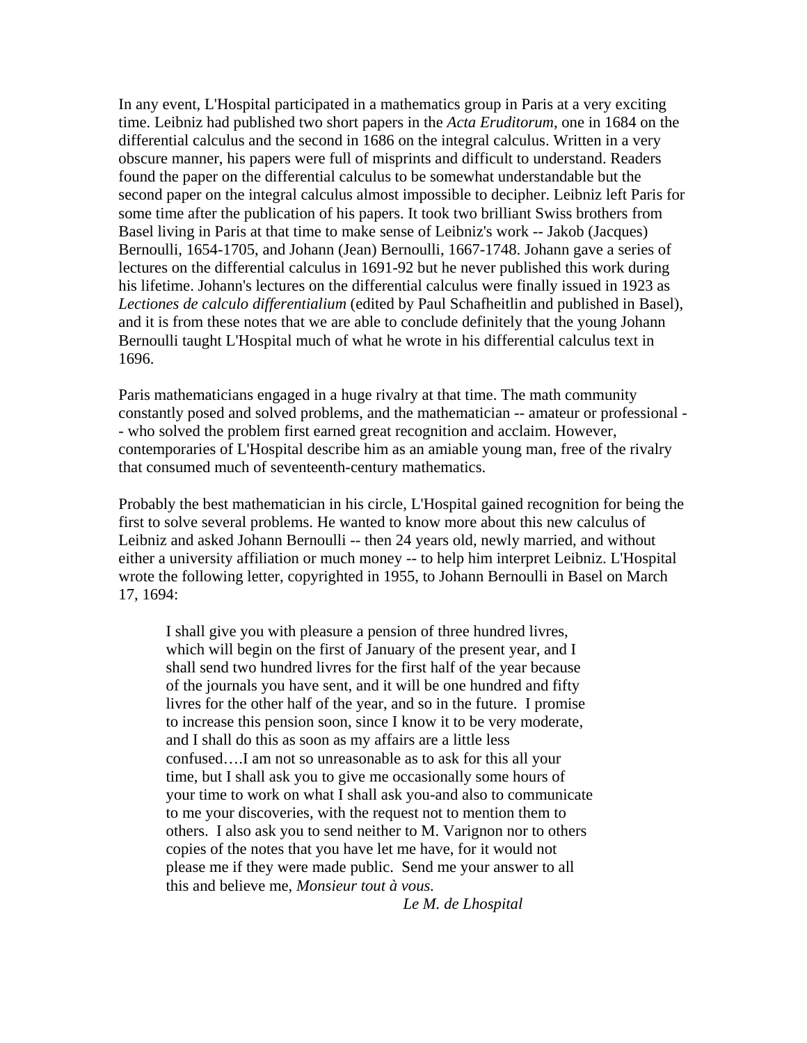In any event, L'Hospital participated in a mathematics group in Paris at a very exciting time. Leibniz had published two short papers in the *Acta Eruditorum*, one in 1684 on the differential calculus and the second in 1686 on the integral calculus. Written in a very obscure manner, his papers were full of misprints and difficult to understand. Readers found the paper on the differential calculus to be somewhat understandable but the second paper on the integral calculus almost impossible to decipher. Leibniz left Paris for some time after the publication of his papers. It took two brilliant Swiss brothers from Basel living in Paris at that time to make sense of Leibniz's work -- Jakob (Jacques) Bernoulli, 1654-1705, and Johann (Jean) Bernoulli, 1667-1748. Johann gave a series of lectures on the differential calculus in 1691-92 but he never published this work during his lifetime. Johann's lectures on the differential calculus were finally issued in 1923 as *Lectiones de calculo differentialium* (edited by Paul Schafheitlin and published in Basel), and it is from these notes that we are able to conclude definitely that the young Johann Bernoulli taught L'Hospital much of what he wrote in his differential calculus text in 1696.

Paris mathematicians engaged in a huge rivalry at that time. The math community constantly posed and solved problems, and the mathematician -- amateur or professional -- who solved the problem first earned great recognition and acclaim. However, contemporaries of L'Hospital describe him as an amiable young man, free of the rivalry that consumed much of seventeenth-century mathematics.

Probably the best mathematician in his circle, L'Hospital gained recognition for being the first to solve several problems. He wanted to know more about this new calculus of Leibniz and asked Johann Bernoulli -- then 24 years old, newly married, and without either a university affiliation or much money -- to help him interpret Leibniz. L'Hospital wrote the following letter, copyrighted in 1955, to Johann Bernoulli in Basel on March 17, 1694:

> I shall give you with pleasure a pension of three hundred livres, which will begin on the first of January of the present year, and I shall send two hundred livres for the first half of the year because of the journals you have sent, and it will be one hundred and fifty livres for the other half of the year, and so in the future. I promise to increase this pension soon, since I know it to be very moderate, and I shall do this as soon as my affairs are a little less confused….I am not so unreasonable as to ask for this all your time, but I shall ask you to give me occasionally some hours of your time to work on what I shall ask you-and also to communicate to me your discoveries, with the request not to mention them to others. I also ask you to send neither to M. Varignon nor to others copies of the notes that you have let me have, for it would not please me if they were made public. Send me your answer to all this and believe me, *Monsieur tout à vous.*
>
> *Le M. de Lhospital*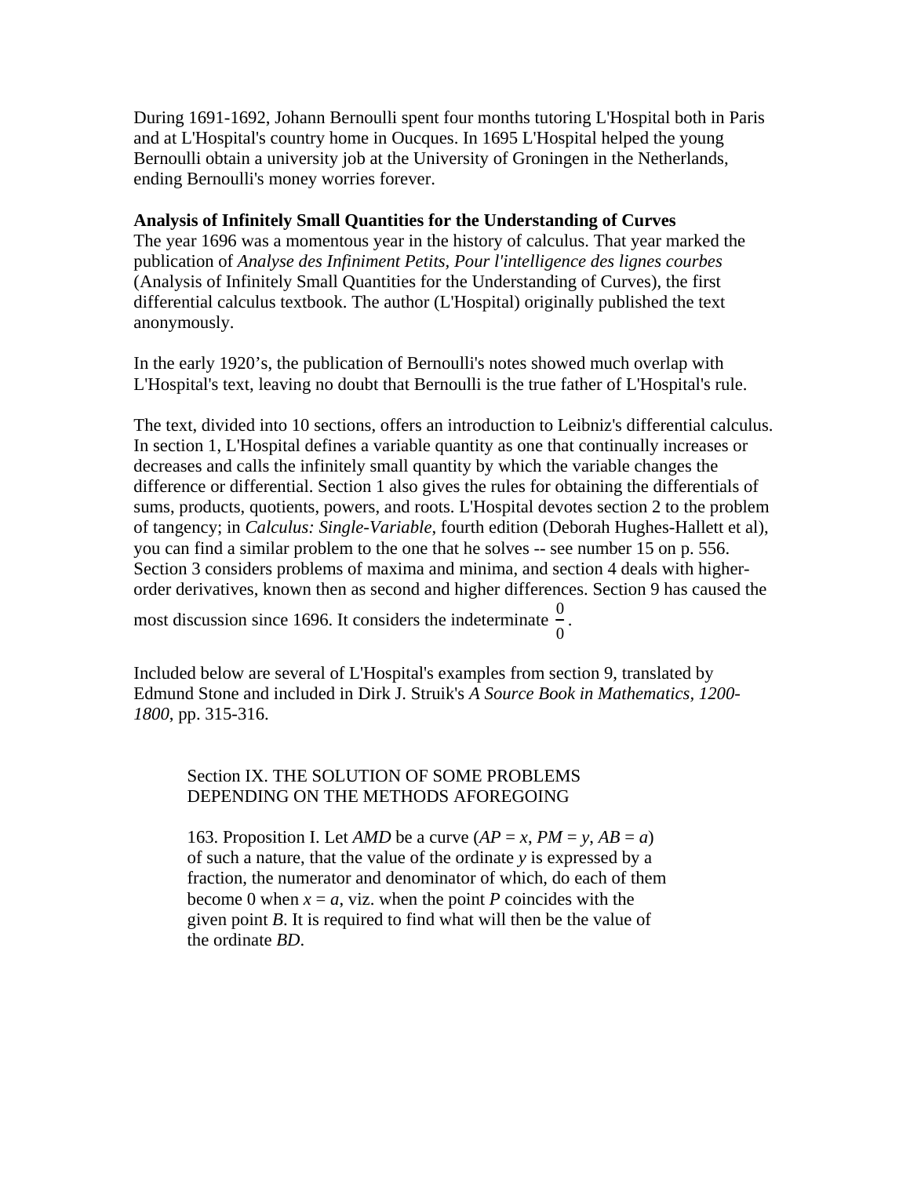During 1691-1692, Johann Bernoulli spent four months tutoring L'Hospital both in Paris and at L'Hospital's country home in Oucques. In 1695 L'Hospital helped the young Bernoulli obtain a university job at the University of Groningen in the Netherlands, ending Bernoulli's money worries forever.

**Analysis of Infinitely Small Quantities for the Understanding of Curves**
The year 1696 was a momentous year in the history of calculus. That year marked the publication of *Analyse des Infiniment Petits, Pour l'intelligence des lignes courbes* (Analysis of Infinitely Small Quantities for the Understanding of Curves), the first differential calculus textbook. The author (L'Hospital) originally published the text anonymously.

In the early 1920's, the publication of Bernoulli's notes showed much overlap with L'Hospital's text, leaving no doubt that Bernoulli is the true father of L'Hospital's rule.

The text, divided into 10 sections, offers an introduction to Leibniz's differential calculus. In section 1, L'Hospital defines a variable quantity as one that continually increases or decreases and calls the infinitely small quantity by which the variable changes the difference or differential. Section 1 also gives the rules for obtaining the differentials of sums, products, quotients, powers, and roots. L'Hospital devotes section 2 to the problem of tangency; in *Calculus: Single-Variable*, fourth edition (Deborah Hughes-Hallett et al), you can find a similar problem to the one that he solves -- see number 15 on p. 556. Section 3 considers problems of maxima and minima, and section 4 deals with higher-order derivatives, known then as second and higher differences. Section 9 has caused the most discussion since 1696. It considers the indeterminate $\frac{0}{0}$.

Included below are several of L'Hospital's examples from section 9, translated by Edmund Stone and included in Dirk J. Struik's *A Source Book in Mathematics, 1200-1800*, pp. 315-316.

> Section IX. THE SOLUTION OF SOME PROBLEMS DEPENDING ON THE METHODS AFOREGOING
>
> 163. Proposition I. Let *AMD* be a curve ($AP = x$, $PM = y$, $AB = a$) of such a nature, that the value of the ordinate $y$ is expressed by a fraction, the numerator and denominator of which, do each of them become 0 when $x = a$, viz. when the point *P* coincides with the given point *B*. It is required to find what will then be the value of the ordinate *BD*.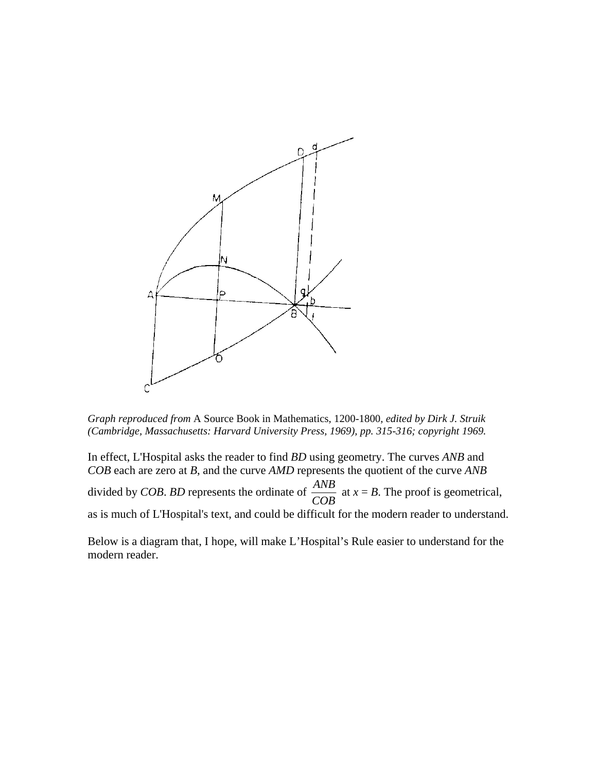*Graph reproduced from* A Source Book in Mathematics, 1200-1800, *edited by Dirk J. Struik (Cambridge, Massachusetts: Harvard University Press, 1969), pp. 315-316; copyright 1969.*

In effect, L'Hospital asks the reader to find *BD* using geometry. The curves *ANB* and *COB* each are zero at *B*, and the curve *AMD* represents the quotient of the curve *ANB* divided by *COB*. *BD* represents the ordinate of $\frac{ANB}{COB}$ at $x = B$. The proof is geometrical, as is much of L'Hospital's text, and could be difficult for the modern reader to understand.

Below is a diagram that, I hope, will make L'Hospital's Rule easier to understand for the modern reader.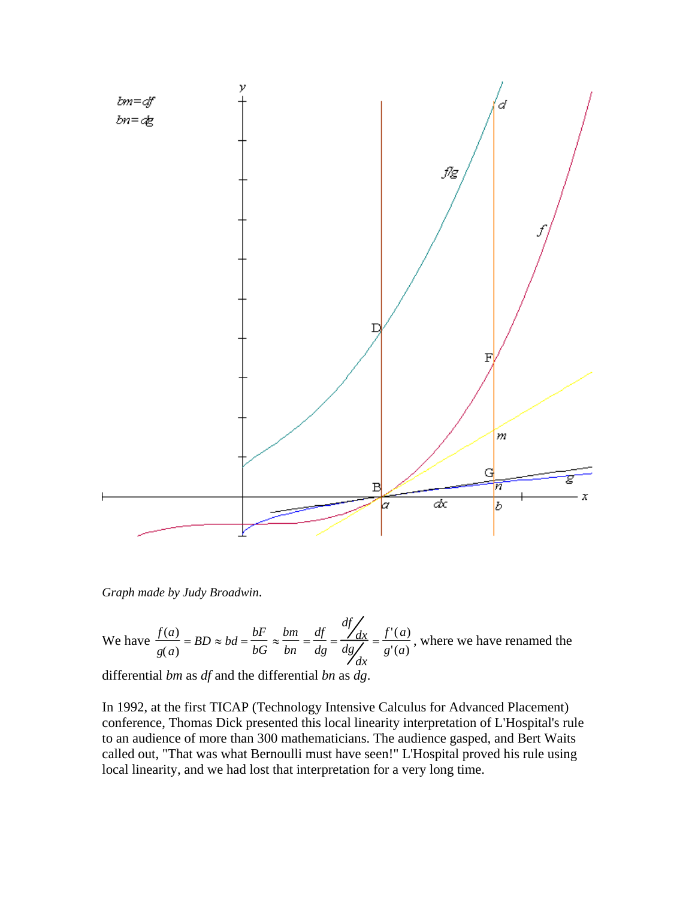*Graph made by Judy Broadwin*.

We have $\frac{f(a)}{g(a)} = BD \approx bd = \frac{bF}{bG} \approx \frac{bm}{bn} = \frac{df}{dg} = \frac{df/dx}{dg/dx} = \frac{f'(a)}{g'(a)}$, where we have renamed the differential $bm$ as $df$ and the differential $bn$ as $dg$.

In 1992, at the first TICAP (Technology Intensive Calculus for Advanced Placement) conference, Thomas Dick presented this local linearity interpretation of L'Hospital's rule to an audience of more than 300 mathematicians. The audience gasped, and Bert Waits called out, "That was what Bernoulli must have seen!" L'Hospital proved his rule using local linearity, and we had lost that interpretation for a very long time.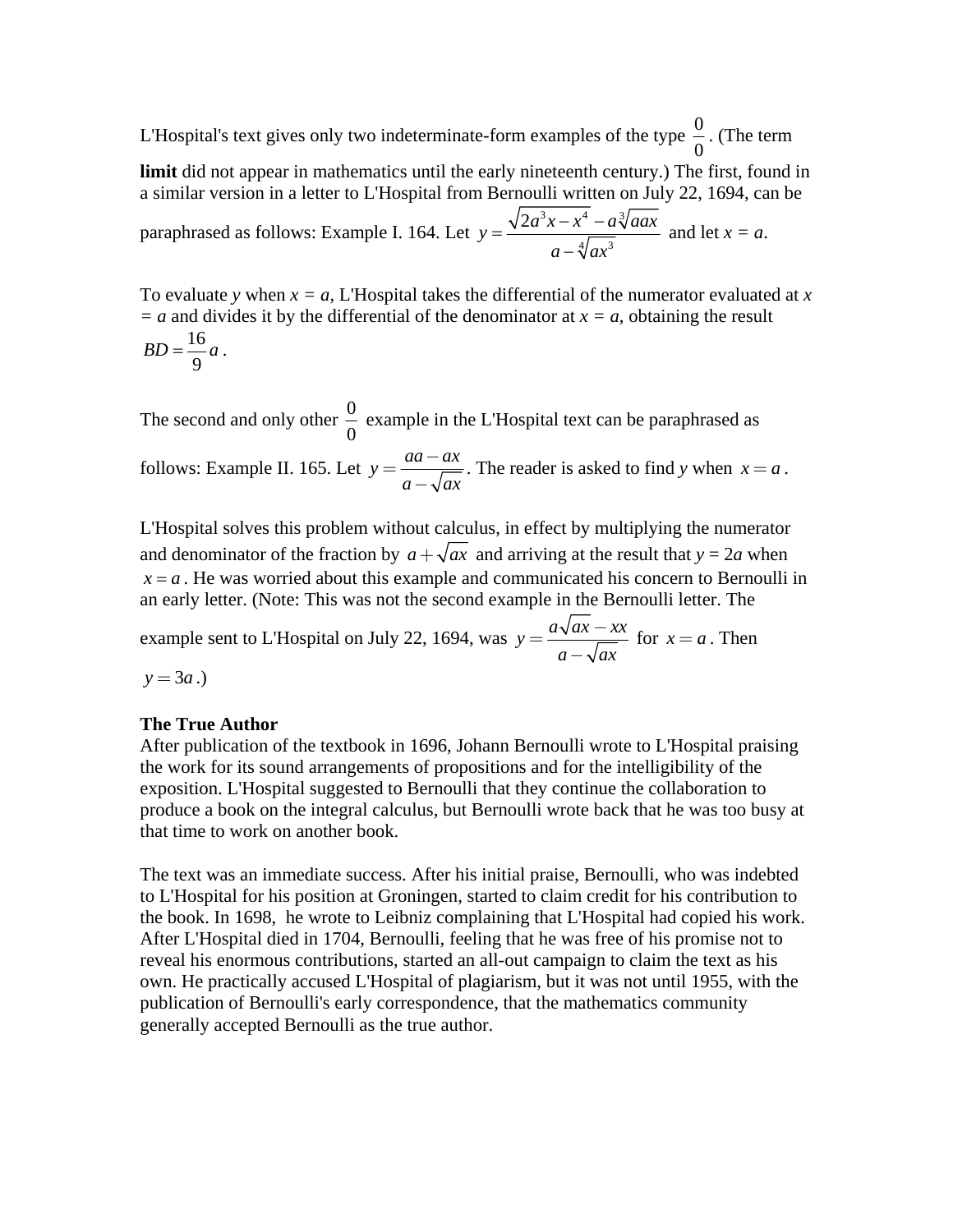L'Hospital's text gives only two indeterminate-form examples of the type $\frac{0}{0}$. (The term **limit** did not appear in mathematics until the early nineteenth century.) The first, found in a similar version in a letter to L'Hospital from Bernoulli written on July 22, 1694, can be paraphrased as follows: Example I. 164. Let $y = \frac{\sqrt{2a^3x - x^4} - a\sqrt[3]{aax}}{a - \sqrt[4]{ax^3}}$ and let $x = a$.

To evaluate $y$ when $x = a$, L'Hospital takes the differential of the numerator evaluated at $x = a$ and divides it by the differential of the denominator at $x = a$, obtaining the result $BD = \frac{16}{9}a$.

The second and only other $\frac{0}{0}$ example in the L'Hospital text can be paraphrased as follows: Example II. 165. Let $y = \frac{aa - ax}{a - \sqrt{ax}}$. The reader is asked to find $y$ when $x = a$.

L'Hospital solves this problem without calculus, in effect by multiplying the numerator and denominator of the fraction by $a + \sqrt{ax}$ and arriving at the result that $y = 2a$ when $x = a$. He was worried about this example and communicated his concern to Bernoulli in an early letter. (Note: This was not the second example in the Bernoulli letter. The example sent to L'Hospital on July 22, 1694, was $y = \frac{a\sqrt{ax} - xx}{a - \sqrt{ax}}$ for $x = a$. Then $y = 3a$.)

**The True Author**

After publication of the textbook in 1696, Johann Bernoulli wrote to L'Hospital praising the work for its sound arrangements of propositions and for the intelligibility of the exposition. L'Hospital suggested to Bernoulli that they continue the collaboration to produce a book on the integral calculus, but Bernoulli wrote back that he was too busy at that time to work on another book.

The text was an immediate success. After his initial praise, Bernoulli, who was indebted to L'Hospital for his position at Groningen, started to claim credit for his contribution to the book. In 1698, he wrote to Leibniz complaining that L'Hospital had copied his work. After L'Hospital died in 1704, Bernoulli, feeling that he was free of his promise not to reveal his enormous contributions, started an all-out campaign to claim the text as his own. He practically accused L'Hospital of plagiarism, but it was not until 1955, with the publication of Bernoulli's early correspondence, that the mathematics community generally accepted Bernoulli as the true author.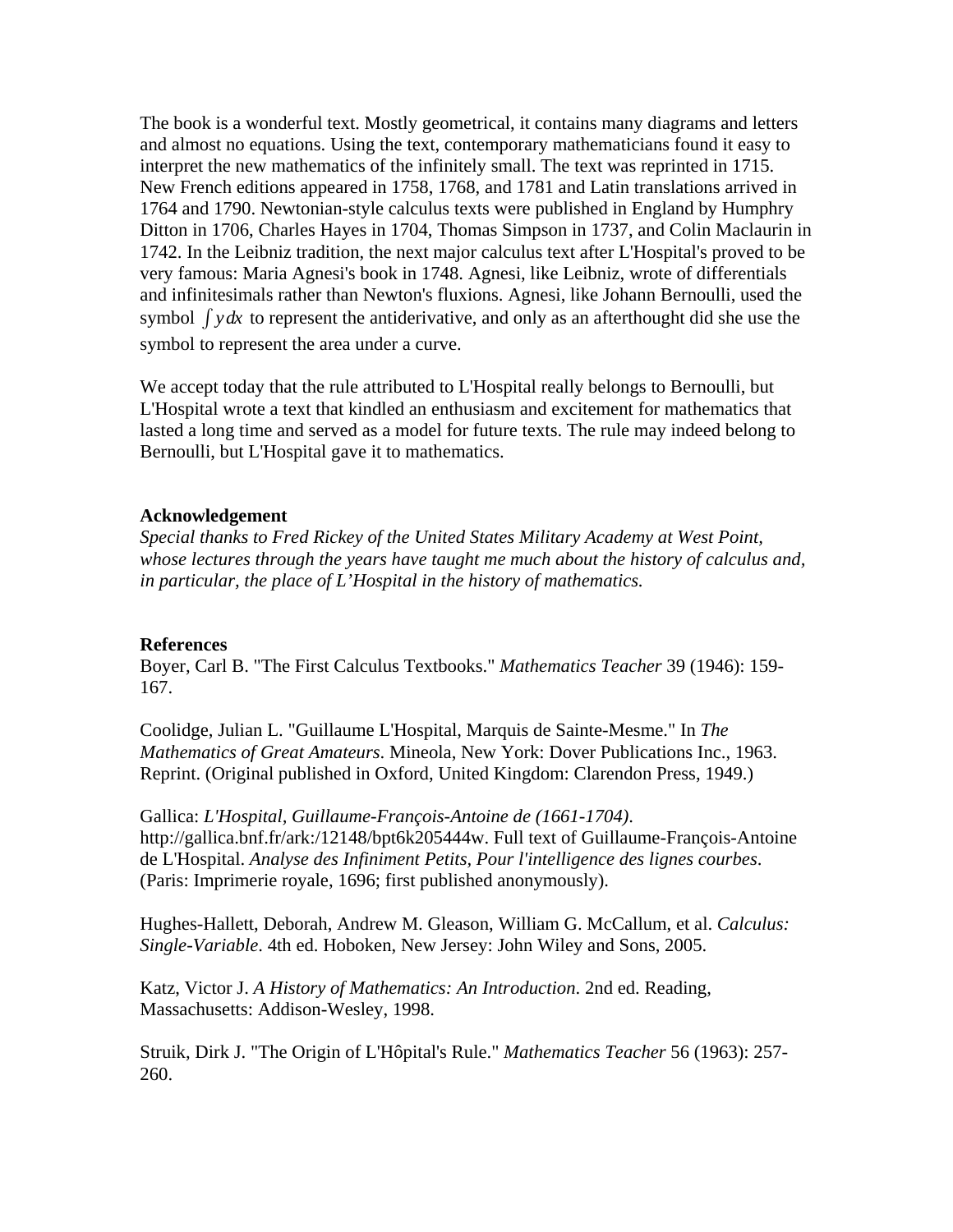The book is a wonderful text. Mostly geometrical, it contains many diagrams and letters and almost no equations. Using the text, contemporary mathematicians found it easy to interpret the new mathematics of the infinitely small. The text was reprinted in 1715. New French editions appeared in 1758, 1768, and 1781 and Latin translations arrived in 1764 and 1790. Newtonian-style calculus texts were published in England by Humphry Ditton in 1706, Charles Hayes in 1704, Thomas Simpson in 1737, and Colin Maclaurin in 1742. In the Leibniz tradition, the next major calculus text after L'Hospital's proved to be very famous: Maria Agnesi's book in 1748. Agnesi, like Leibniz, wrote of differentials and infinitesimals rather than Newton's fluxions. Agnesi, like Johann Bernoulli, used the symbol $\int y\,dx$ to represent the antiderivative, and only as an afterthought did she use the symbol to represent the area under a curve.

We accept today that the rule attributed to L'Hospital really belongs to Bernoulli, but L'Hospital wrote a text that kindled an enthusiasm and excitement for mathematics that lasted a long time and served as a model for future texts. The rule may indeed belong to Bernoulli, but L'Hospital gave it to mathematics.

**Acknowledgement**

*Special thanks to Fred Rickey of the United States Military Academy at West Point, whose lectures through the years have taught me much about the history of calculus and, in particular, the place of L'Hospital in the history of mathematics.*

**References**

Boyer, Carl B. "The First Calculus Textbooks." *Mathematics Teacher* 39 (1946): 159-167.

Coolidge, Julian L. "Guillaume L'Hospital, Marquis de Sainte-Mesme." In *The Mathematics of Great Amateurs*. Mineola, New York: Dover Publications Inc., 1963. Reprint. (Original published in Oxford, United Kingdom: Clarendon Press, 1949.)

Gallica: *L'Hospital, Guillaume-François-Antoine de (1661-1704)*. http://gallica.bnf.fr/ark:/12148/bpt6k205444w. Full text of Guillaume-François-Antoine de L'Hospital. *Analyse des Infiniment Petits, Pour l'intelligence des lignes courbes*. (Paris: Imprimerie royale, 1696; first published anonymously).

Hughes-Hallett, Deborah, Andrew M. Gleason, William G. McCallum, et al. *Calculus: Single-Variable*. 4th ed. Hoboken, New Jersey: John Wiley and Sons, 2005.

Katz, Victor J. *A History of Mathematics: An Introduction*. 2nd ed. Reading, Massachusetts: Addison-Wesley, 1998.

Struik, Dirk J. "The Origin of L'Hôpital's Rule." *Mathematics Teacher* 56 (1963): 257-260.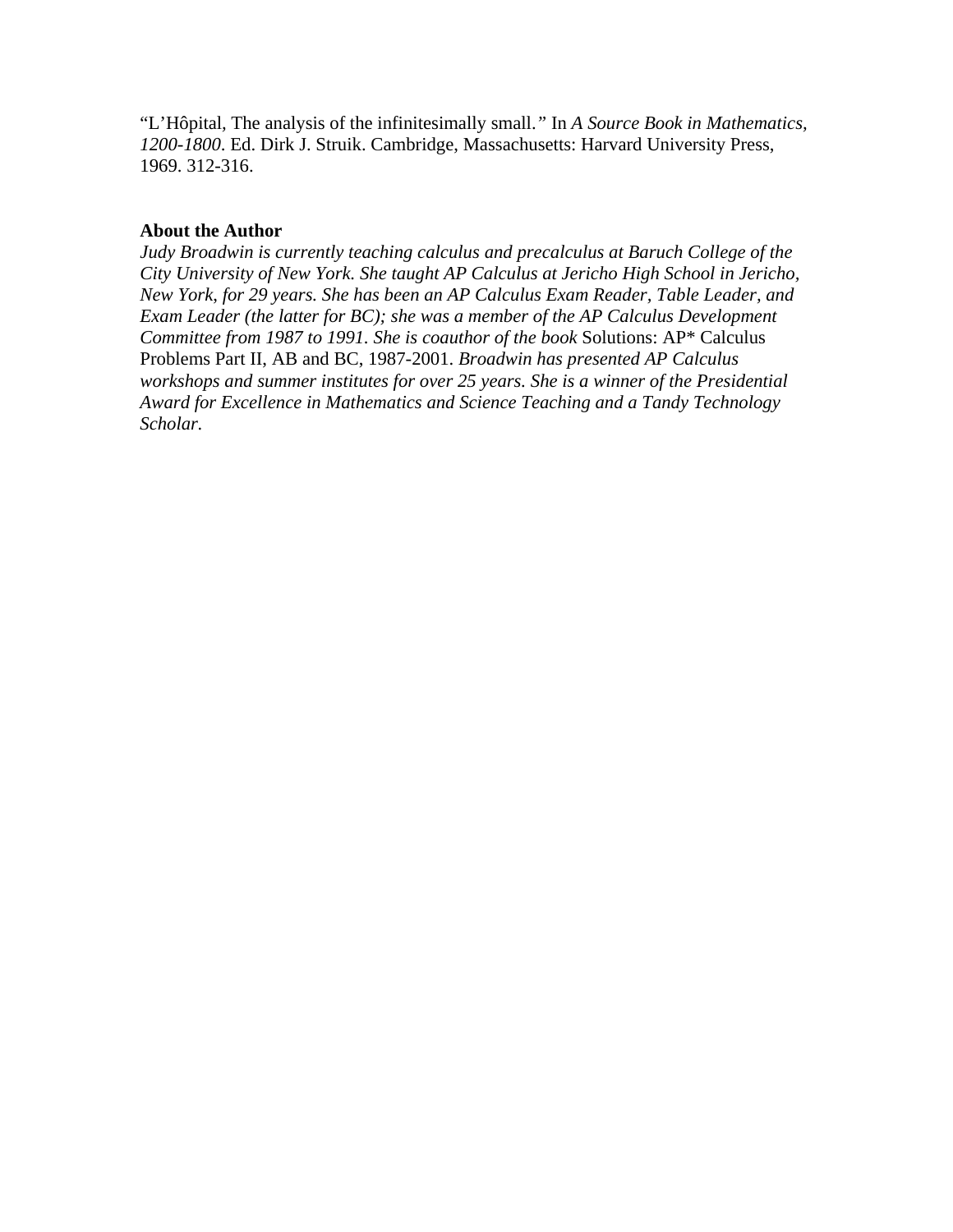"L'Hôpital, The analysis of the infinitesimally small." In *A Source Book in Mathematics, 1200-1800*. Ed. Dirk J. Struik. Cambridge, Massachusetts: Harvard University Press, 1969. 312-316.

**About the Author**

*Judy Broadwin is currently teaching calculus and precalculus at Baruch College of the City University of New York. She taught AP Calculus at Jericho High School in Jericho, New York, for 29 years. She has been an AP Calculus Exam Reader, Table Leader, and Exam Leader (the latter for BC); she was a member of the AP Calculus Development Committee from 1987 to 1991. She is coauthor of the book* Solutions: AP* Calculus Problems Part II, AB and BC, 1987-2001. *Broadwin has presented AP Calculus workshops and summer institutes for over 25 years. She is a winner of the Presidential Award for Excellence in Mathematics and Science Teaching and a Tandy Technology Scholar.*